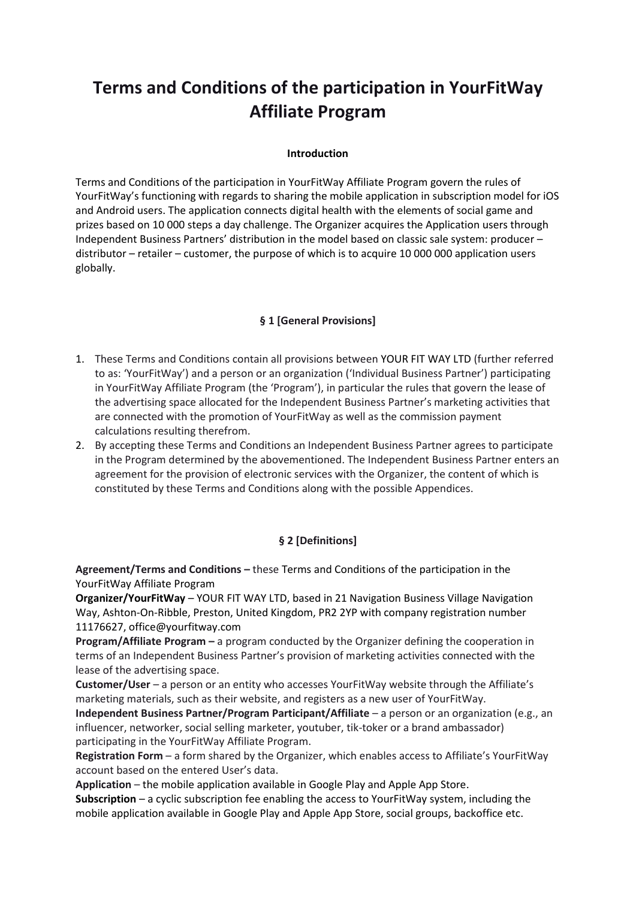# Terms and Conditions of the participation in YourFitWay Affiliate Program

### Introduction

Terms and Conditions of the participation in YourFitWay Affiliate Program govern the rules of YourFitWay's functioning with regards to sharing the mobile application in subscription model for iOS and Android users. The application connects digital health with the elements of social game and prizes based on 10 000 steps a day challenge. The Organizer acquires the Application users through Independent Business Partners' distribution in the model based on classic sale system: producer – distributor – retailer – customer, the purpose of which is to acquire 10 000 000 application users globally.

### § 1 [General Provisions]

1. These Terms and Conditions contain all provisions between YOUR FIT WAY LTD (further referred to as: 'YourFitWay') and a person or an organization ('Individual Business Partner') participating in YourFitWay Affiliate Program (the 'Program'), in particular the rules that govern the lease of the advertising space allocated for the Independent Business Partner's marketing activities that are connected with the promotion of YourFitWay as well as the commission payment calculations resulting therefrom.
2. By accepting these Terms and Conditions an Independent Business Partner agrees to participate in the Program determined by the abovementioned. The Independent Business Partner enters an agreement for the provision of electronic services with the Organizer, the content of which is constituted by these Terms and Conditions along with the possible Appendices.

### § 2 [Definitions]

**Agreement/Terms and Conditions –** these Terms and Conditions of the participation in the YourFitWay Affiliate Program

**Organizer/YourFitWay** – YOUR FIT WAY LTD, based in 21 Navigation Business Village Navigation Way, Ashton-On-Ribble, Preston, United Kingdom, PR2 2YP with company registration number 11176627, office@yourfitway.com

**Program/Affiliate Program –** a program conducted by the Organizer defining the cooperation in terms of an Independent Business Partner's provision of marketing activities connected with the lease of the advertising space.

**Customer/User** – a person or an entity who accesses YourFitWay website through the Affiliate's marketing materials, such as their website, and registers as a new user of YourFitWay.

**Independent Business Partner/Program Participant/Affiliate** – a person or an organization (e.g., an influencer, networker, social selling marketer, youtuber, tik-toker or a brand ambassador) participating in the YourFitWay Affiliate Program.

**Registration Form** – a form shared by the Organizer, which enables access to Affiliate's YourFitWay account based on the entered User's data.

**Application** – the mobile application available in Google Play and Apple App Store.

**Subscription** – a cyclic subscription fee enabling the access to YourFitWay system, including the mobile application available in Google Play and Apple App Store, social groups, backoffice etc.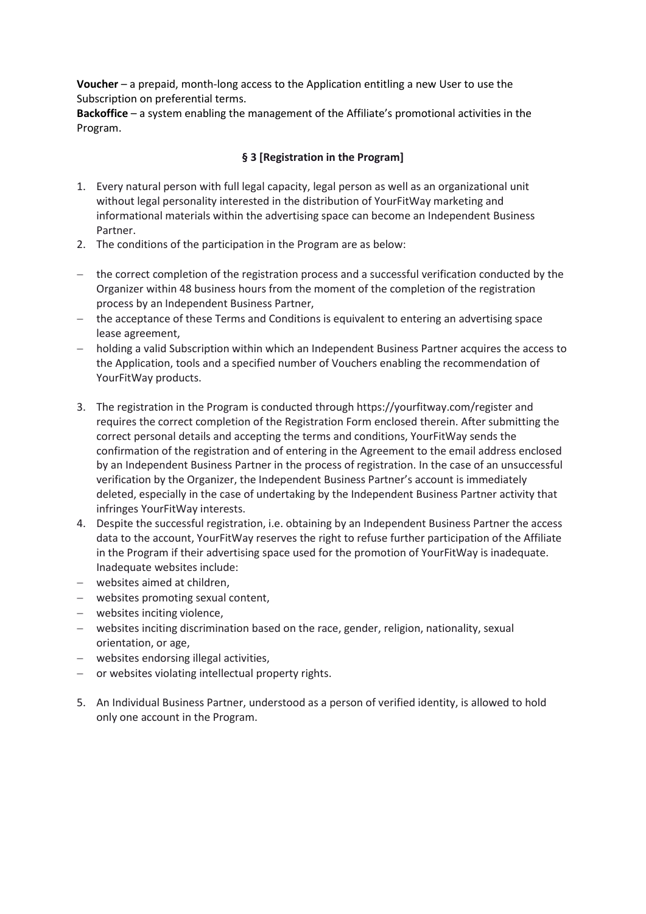**Voucher** – a prepaid, month-long access to the Application entitling a new User to use the Subscription on preferential terms.
**Backoffice** – a system enabling the management of the Affiliate's promotional activities in the Program.

### § 3 [Registration in the Program]

1. Every natural person with full legal capacity, legal person as well as an organizational unit without legal personality interested in the distribution of YourFitWay marketing and informational materials within the advertising space can become an Independent Business Partner.
2. The conditions of the participation in the Program are as below:

- the correct completion of the registration process and a successful verification conducted by the Organizer within 48 business hours from the moment of the completion of the registration process by an Independent Business Partner,
- the acceptance of these Terms and Conditions is equivalent to entering an advertising space lease agreement,
- holding a valid Subscription within which an Independent Business Partner acquires the access to the Application, tools and a specified number of Vouchers enabling the recommendation of YourFitWay products.

3. The registration in the Program is conducted through https://yourfitway.com/register and requires the correct completion of the Registration Form enclosed therein. After submitting the correct personal details and accepting the terms and conditions, YourFitWay sends the confirmation of the registration and of entering in the Agreement to the email address enclosed by an Independent Business Partner in the process of registration. In the case of an unsuccessful verification by the Organizer, the Independent Business Partner's account is immediately deleted, especially in the case of undertaking by the Independent Business Partner activity that infringes YourFitWay interests.
4. Despite the successful registration, i.e. obtaining by an Independent Business Partner the access data to the account, YourFitWay reserves the right to refuse further participation of the Affiliate in the Program if their advertising space used for the promotion of YourFitWay is inadequate. Inadequate websites include:

- websites aimed at children,
- websites promoting sexual content,
- websites inciting violence,
- websites inciting discrimination based on the race, gender, religion, nationality, sexual orientation, or age,
- websites endorsing illegal activities,
- or websites violating intellectual property rights.

5. An Individual Business Partner, understood as a person of verified identity, is allowed to hold only one account in the Program.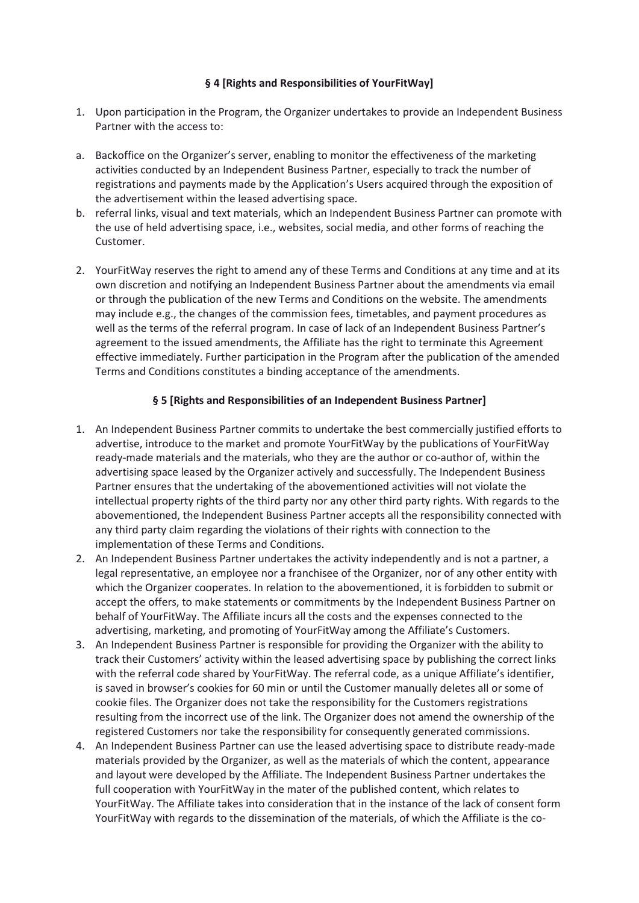### § 4 [Rights and Responsibilities of YourFitWay]

1. Upon participation in the Program, the Organizer undertakes to provide an Independent Business Partner with the access to:

a. Backoffice on the Organizer's server, enabling to monitor the effectiveness of the marketing activities conducted by an Independent Business Partner, especially to track the number of registrations and payments made by the Application's Users acquired through the exposition of the advertisement within the leased advertising space.
b. referral links, visual and text materials, which an Independent Business Partner can promote with the use of held advertising space, i.e., websites, social media, and other forms of reaching the Customer.

2. YourFitWay reserves the right to amend any of these Terms and Conditions at any time and at its own discretion and notifying an Independent Business Partner about the amendments via email or through the publication of the new Terms and Conditions on the website. The amendments may include e.g., the changes of the commission fees, timetables, and payment procedures as well as the terms of the referral program. In case of lack of an Independent Business Partner's agreement to the issued amendments, the Affiliate has the right to terminate this Agreement effective immediately. Further participation in the Program after the publication of the amended Terms and Conditions constitutes a binding acceptance of the amendments.

### § 5 [Rights and Responsibilities of an Independent Business Partner]

1. An Independent Business Partner commits to undertake the best commercially justified efforts to advertise, introduce to the market and promote YourFitWay by the publications of YourFitWay ready-made materials and the materials, who they are the author or co-author of, within the advertising space leased by the Organizer actively and successfully. The Independent Business Partner ensures that the undertaking of the abovementioned activities will not violate the intellectual property rights of the third party nor any other third party rights. With regards to the abovementioned, the Independent Business Partner accepts all the responsibility connected with any third party claim regarding the violations of their rights with connection to the implementation of these Terms and Conditions.
2. An Independent Business Partner undertakes the activity independently and is not a partner, a legal representative, an employee nor a franchisee of the Organizer, nor of any other entity with which the Organizer cooperates. In relation to the abovementioned, it is forbidden to submit or accept the offers, to make statements or commitments by the Independent Business Partner on behalf of YourFitWay. The Affiliate incurs all the costs and the expenses connected to the advertising, marketing, and promoting of YourFitWay among the Affiliate's Customers.
3. An Independent Business Partner is responsible for providing the Organizer with the ability to track their Customers' activity within the leased advertising space by publishing the correct links with the referral code shared by YourFitWay. The referral code, as a unique Affiliate's identifier, is saved in browser's cookies for 60 min or until the Customer manually deletes all or some of cookie files. The Organizer does not take the responsibility for the Customers registrations resulting from the incorrect use of the link. The Organizer does not amend the ownership of the registered Customers nor take the responsibility for consequently generated commissions.
4. An Independent Business Partner can use the leased advertising space to distribute ready-made materials provided by the Organizer, as well as the materials of which the content, appearance and layout were developed by the Affiliate. The Independent Business Partner undertakes the full cooperation with YourFitWay in the mater of the published content, which relates to YourFitWay. The Affiliate takes into consideration that in the instance of the lack of consent form YourFitWay with regards to the dissemination of the materials, of which the Affiliate is the co-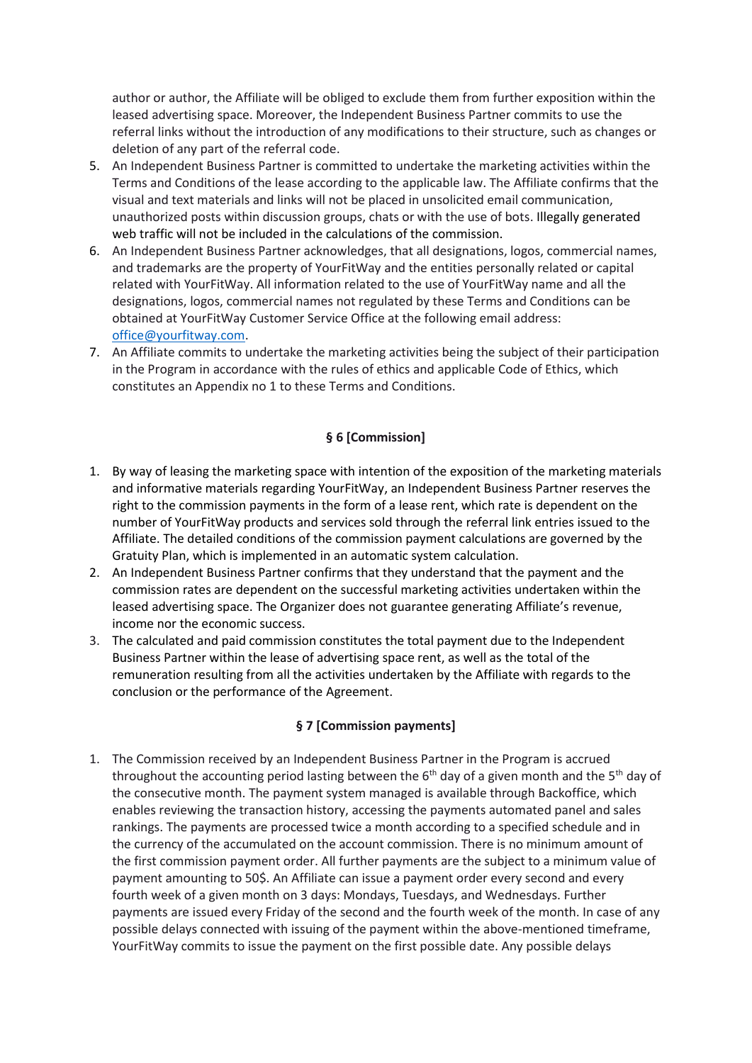author or author, the Affiliate will be obliged to exclude them from further exposition within the leased advertising space. Moreover, the Independent Business Partner commits to use the referral links without the introduction of any modifications to their structure, such as changes or deletion of any part of the referral code.

5. An Independent Business Partner is committed to undertake the marketing activities within the Terms and Conditions of the lease according to the applicable law. The Affiliate confirms that the visual and text materials and links will not be placed in unsolicited email communication, unauthorized posts within discussion groups, chats or with the use of bots. Illegally generated web traffic will not be included in the calculations of the commission.
6. An Independent Business Partner acknowledges, that all designations, logos, commercial names, and trademarks are the property of YourFitWay and the entities personally related or capital related with YourFitWay. All information related to the use of YourFitWay name and all the designations, logos, commercial names not regulated by these Terms and Conditions can be obtained at YourFitWay Customer Service Office at the following email address: office@yourfitway.com.
7. An Affiliate commits to undertake the marketing activities being the subject of their participation in the Program in accordance with the rules of ethics and applicable Code of Ethics, which constitutes an Appendix no 1 to these Terms and Conditions.

### § 6 [Commission]

1. By way of leasing the marketing space with intention of the exposition of the marketing materials and informative materials regarding YourFitWay, an Independent Business Partner reserves the right to the commission payments in the form of a lease rent, which rate is dependent on the number of YourFitWay products and services sold through the referral link entries issued to the Affiliate. The detailed conditions of the commission payment calculations are governed by the Gratuity Plan, which is implemented in an automatic system calculation.
2. An Independent Business Partner confirms that they understand that the payment and the commission rates are dependent on the successful marketing activities undertaken within the leased advertising space. The Organizer does not guarantee generating Affiliate's revenue, income nor the economic success.
3. The calculated and paid commission constitutes the total payment due to the Independent Business Partner within the lease of advertising space rent, as well as the total of the remuneration resulting from all the activities undertaken by the Affiliate with regards to the conclusion or the performance of the Agreement.

### § 7 [Commission payments]

1. The Commission received by an Independent Business Partner in the Program is accrued throughout the accounting period lasting between the 6th day of a given month and the 5th day of the consecutive month. The payment system managed is available through Backoffice, which enables reviewing the transaction history, accessing the payments automated panel and sales rankings. The payments are processed twice a month according to a specified schedule and in the currency of the accumulated on the account commission. There is no minimum amount of the first commission payment order. All further payments are the subject to a minimum value of payment amounting to 50$. An Affiliate can issue a payment order every second and every fourth week of a given month on 3 days: Mondays, Tuesdays, and Wednesdays. Further payments are issued every Friday of the second and the fourth week of the month. In case of any possible delays connected with issuing of the payment within the above-mentioned timeframe, YourFitWay commits to issue the payment on the first possible date. Any possible delays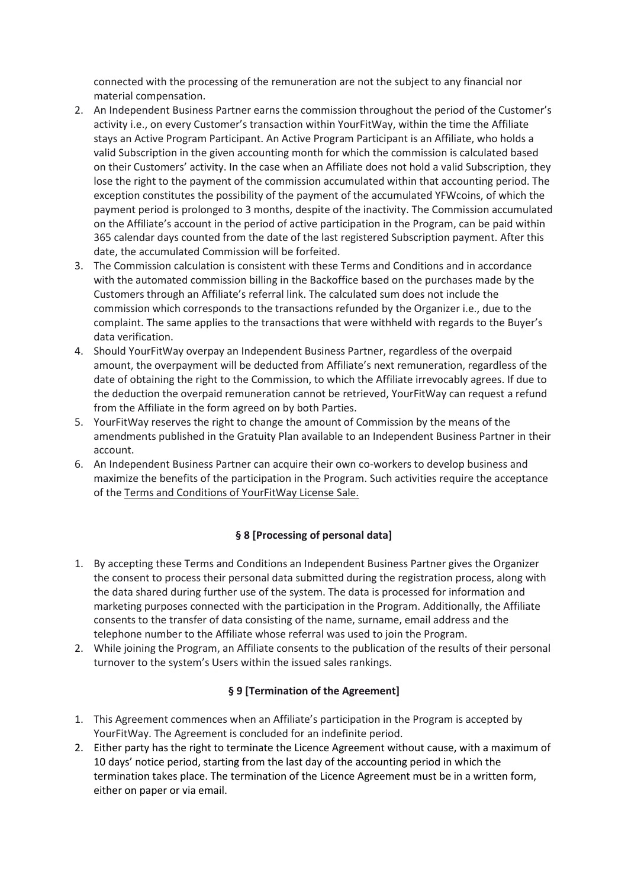connected with the processing of the remuneration are not the subject to any financial nor material compensation.

2. An Independent Business Partner earns the commission throughout the period of the Customer's activity i.e., on every Customer's transaction within YourFitWay, within the time the Affiliate stays an Active Program Participant. An Active Program Participant is an Affiliate, who holds a valid Subscription in the given accounting month for which the commission is calculated based on their Customers' activity. In the case when an Affiliate does not hold a valid Subscription, they lose the right to the payment of the commission accumulated within that accounting period. The exception constitutes the possibility of the payment of the accumulated YFWcoins, of which the payment period is prolonged to 3 months, despite of the inactivity. The Commission accumulated on the Affiliate's account in the period of active participation in the Program, can be paid within 365 calendar days counted from the date of the last registered Subscription payment. After this date, the accumulated Commission will be forfeited.
3. The Commission calculation is consistent with these Terms and Conditions and in accordance with the automated commission billing in the Backoffice based on the purchases made by the Customers through an Affiliate's referral link. The calculated sum does not include the commission which corresponds to the transactions refunded by the Organizer i.e., due to the complaint. The same applies to the transactions that were withheld with regards to the Buyer's data verification.
4. Should YourFitWay overpay an Independent Business Partner, regardless of the overpaid amount, the overpayment will be deducted from Affiliate's next remuneration, regardless of the date of obtaining the right to the Commission, to which the Affiliate irrevocably agrees. If due to the deduction the overpaid remuneration cannot be retrieved, YourFitWay can request a refund from the Affiliate in the form agreed on by both Parties.
5. YourFitWay reserves the right to change the amount of Commission by the means of the amendments published in the Gratuity Plan available to an Independent Business Partner in their account.
6. An Independent Business Partner can acquire their own co-workers to develop business and maximize the benefits of the participation in the Program. Such activities require the acceptance of the Terms and Conditions of YourFitWay License Sale.

### § 8 [Processing of personal data]

1. By accepting these Terms and Conditions an Independent Business Partner gives the Organizer the consent to process their personal data submitted during the registration process, along with the data shared during further use of the system. The data is processed for information and marketing purposes connected with the participation in the Program. Additionally, the Affiliate consents to the transfer of data consisting of the name, surname, email address and the telephone number to the Affiliate whose referral was used to join the Program.
2. While joining the Program, an Affiliate consents to the publication of the results of their personal turnover to the system's Users within the issued sales rankings.

### § 9 [Termination of the Agreement]

1. This Agreement commences when an Affiliate's participation in the Program is accepted by YourFitWay. The Agreement is concluded for an indefinite period.
2. Either party has the right to terminate the Licence Agreement without cause, with a maximum of 10 days' notice period, starting from the last day of the accounting period in which the termination takes place. The termination of the Licence Agreement must be in a written form, either on paper or via email.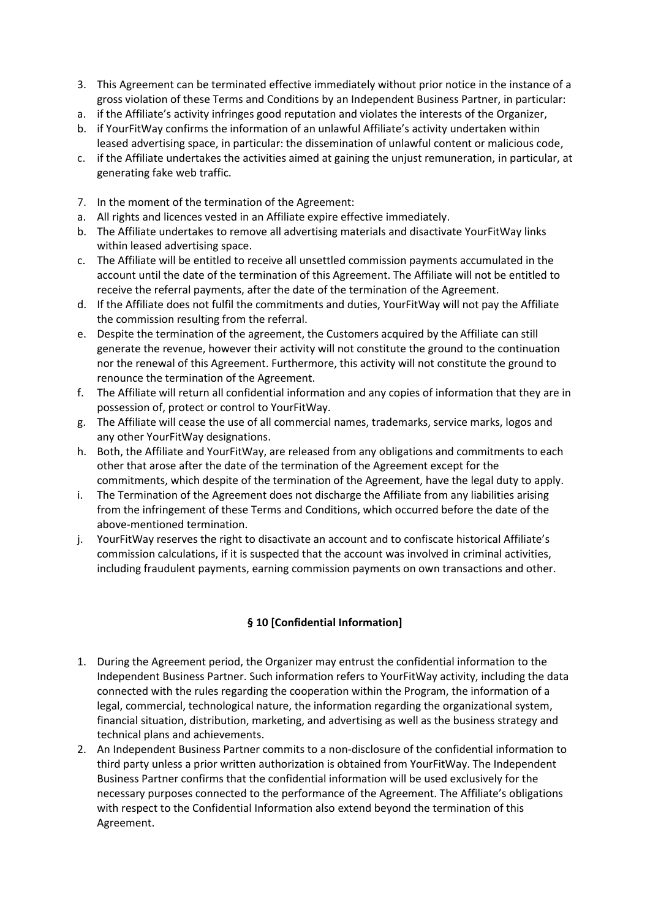3. This Agreement can be terminated effective immediately without prior notice in the instance of a gross violation of these Terms and Conditions by an Independent Business Partner, in particular:
   a. if the Affiliate's activity infringes good reputation and violates the interests of the Organizer,
   b. if YourFitWay confirms the information of an unlawful Affiliate's activity undertaken within leased advertising space, in particular: the dissemination of unlawful content or malicious code,
   c. if the Affiliate undertakes the activities aimed at gaining the unjust remuneration, in particular, at generating fake web traffic.

7. In the moment of the termination of the Agreement:
   a. All rights and licences vested in an Affiliate expire effective immediately.
   b. The Affiliate undertakes to remove all advertising materials and disactivate YourFitWay links within leased advertising space.
   c. The Affiliate will be entitled to receive all unsettled commission payments accumulated in the account until the date of the termination of this Agreement. The Affiliate will not be entitled to receive the referral payments, after the date of the termination of the Agreement.
   d. If the Affiliate does not fulfil the commitments and duties, YourFitWay will not pay the Affiliate the commission resulting from the referral.
   e. Despite the termination of the agreement, the Customers acquired by the Affiliate can still generate the revenue, however their activity will not constitute the ground to the continuation nor the renewal of this Agreement. Furthermore, this activity will not constitute the ground to renounce the termination of the Agreement.
   f. The Affiliate will return all confidential information and any copies of information that they are in possession of, protect or control to YourFitWay.
   g. The Affiliate will cease the use of all commercial names, trademarks, service marks, logos and any other YourFitWay designations.
   h. Both, the Affiliate and YourFitWay, are released from any obligations and commitments to each other that arose after the date of the termination of the Agreement except for the commitments, which despite of the termination of the Agreement, have the legal duty to apply.
   i. The Termination of the Agreement does not discharge the Affiliate from any liabilities arising from the infringement of these Terms and Conditions, which occurred before the date of the above-mentioned termination.
   j. YourFitWay reserves the right to disactivate an account and to confiscate historical Affiliate's commission calculations, if it is suspected that the account was involved in criminal activities, including fraudulent payments, earning commission payments on own transactions and other.

## § 10 [Confidential Information]

1. During the Agreement period, the Organizer may entrust the confidential information to the Independent Business Partner. Such information refers to YourFitWay activity, including the data connected with the rules regarding the cooperation within the Program, the information of a legal, commercial, technological nature, the information regarding the organizational system, financial situation, distribution, marketing, and advertising as well as the business strategy and technical plans and achievements.
2. An Independent Business Partner commits to a non-disclosure of the confidential information to third party unless a prior written authorization is obtained from YourFitWay. The Independent Business Partner confirms that the confidential information will be used exclusively for the necessary purposes connected to the performance of the Agreement. The Affiliate's obligations with respect to the Confidential Information also extend beyond the termination of this Agreement.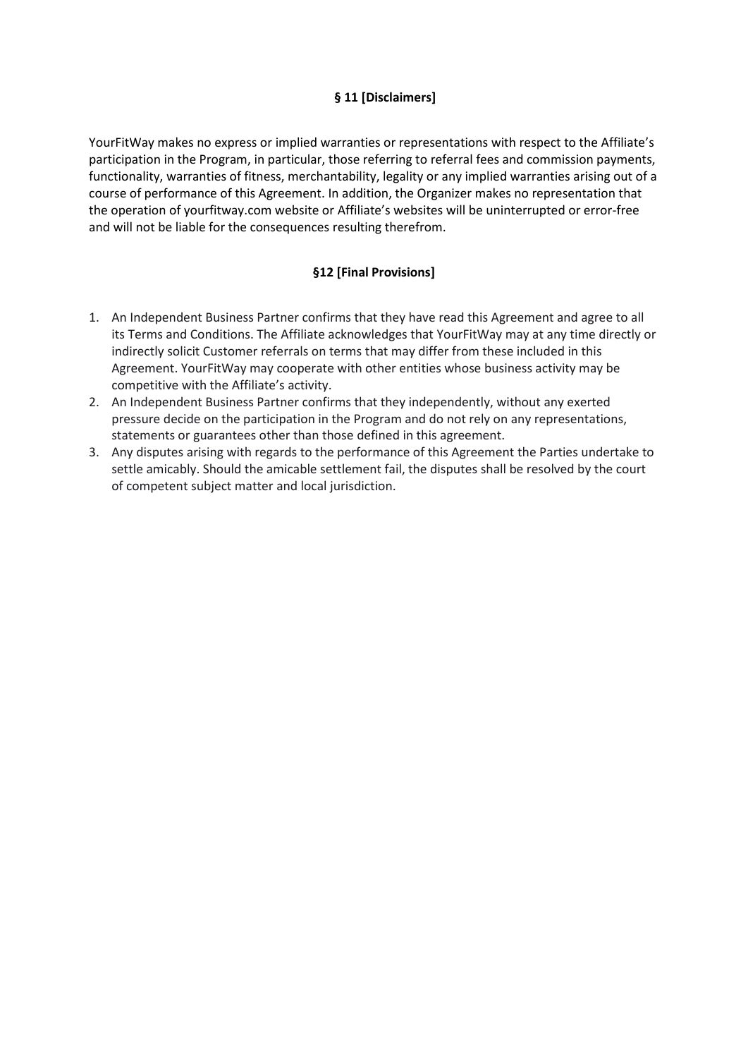## § 11 [Disclaimers]

YourFitWay makes no express or implied warranties or representations with respect to the Affiliate's participation in the Program, in particular, those referring to referral fees and commission payments, functionality, warranties of fitness, merchantability, legality or any implied warranties arising out of a course of performance of this Agreement. In addition, the Organizer makes no representation that the operation of yourfitway.com website or Affiliate's websites will be uninterrupted or error-free and will not be liable for the consequences resulting therefrom.

## §12 [Final Provisions]

1. An Independent Business Partner confirms that they have read this Agreement and agree to all its Terms and Conditions. The Affiliate acknowledges that YourFitWay may at any time directly or indirectly solicit Customer referrals on terms that may differ from these included in this Agreement. YourFitWay may cooperate with other entities whose business activity may be competitive with the Affiliate's activity.
2. An Independent Business Partner confirms that they independently, without any exerted pressure decide on the participation in the Program and do not rely on any representations, statements or guarantees other than those defined in this agreement.
3. Any disputes arising with regards to the performance of this Agreement the Parties undertake to settle amicably. Should the amicable settlement fail, the disputes shall be resolved by the court of competent subject matter and local jurisdiction.